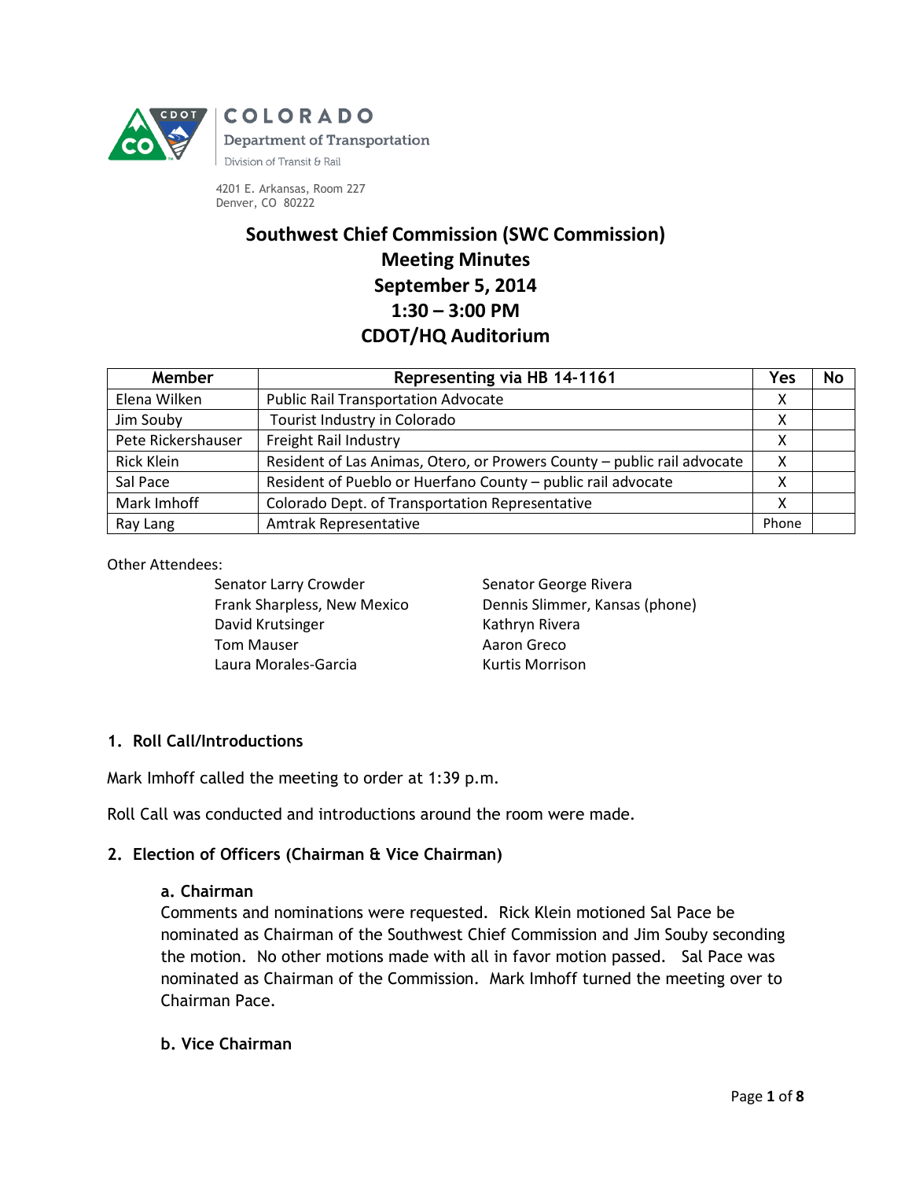COLORADO
Department of Transportation
Division of Transit & Rail

4201 E. Arkansas, Room 227
Denver, CO 80222

# Southwest Chief Commission (SWC Commission)
# Meeting Minutes
# September 5, 2014
# 1:30 – 3:00 PM
# CDOT/HQ Auditorium

| Member | Representing via HB 14-1161 | Yes | No |
|---|---|---|---|
| Elena Wilken | Public Rail Transportation Advocate | X | |
| Jim Souby | Tourist Industry in Colorado | X | |
| Pete Rickershauser | Freight Rail Industry | X | |
| Rick Klein | Resident of Las Animas, Otero, or Prowers County – public rail advocate | X | |
| Sal Pace | Resident of Pueblo or Huerfano County – public rail advocate | X | |
| Mark Imhoff | Colorado Dept. of Transportation Representative | X | |
| Ray Lang | Amtrak Representative | Phone | |

Other Attendees:

- Senator Larry Crowder
- Frank Sharpless, New Mexico
- David Krutsinger
- Tom Mauser
- Laura Morales-Garcia
- Senator George Rivera
- Dennis Slimmer, Kansas (phone)
- Kathryn Rivera
- Aaron Greco
- Kurtis Morrison

## 1. Roll Call/Introductions

Mark Imhoff called the meeting to order at 1:39 p.m.

Roll Call was conducted and introductions around the room were made.

## 2. Election of Officers (Chairman & Vice Chairman)

### a. Chairman

Comments and nominations were requested. Rick Klein motioned Sal Pace be nominated as Chairman of the Southwest Chief Commission and Jim Souby seconding the motion. No other motions made with all in favor motion passed. Sal Pace was nominated as Chairman of the Commission. Mark Imhoff turned the meeting over to Chairman Pace.

### b. Vice Chairman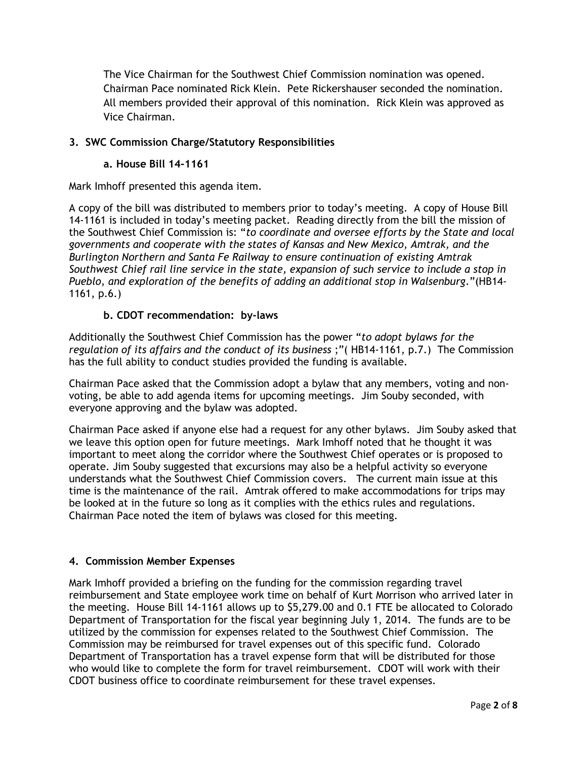The Vice Chairman for the Southwest Chief Commission nomination was opened. Chairman Pace nominated Rick Klein. Pete Rickershauser seconded the nomination. All members provided their approval of this nomination. Rick Klein was approved as Vice Chairman.

### 3. SWC Commission Charge/Statutory Responsibilities

#### a. House Bill 14-1161

Mark Imhoff presented this agenda item.

A copy of the bill was distributed to members prior to today's meeting. A copy of House Bill 14-1161 is included in today's meeting packet. Reading directly from the bill the mission of the Southwest Chief Commission is: "*to coordinate and oversee efforts by the State and local governments and cooperate with the states of Kansas and New Mexico, Amtrak, and the Burlington Northern and Santa Fe Railway to ensure continuation of existing Amtrak Southwest Chief rail line service in the state, expansion of such service to include a stop in Pueblo, and exploration of the benefits of adding an additional stop in Walsenburg*."(HB14-1161, p.6.)

#### b. CDOT recommendation: by-laws

Additionally the Southwest Chief Commission has the power "*to adopt bylaws for the regulation of its affairs and the conduct of its business* ;"( HB14-1161, p.7.) The Commission has the full ability to conduct studies provided the funding is available.

Chairman Pace asked that the Commission adopt a bylaw that any members, voting and non-voting, be able to add agenda items for upcoming meetings. Jim Souby seconded, with everyone approving and the bylaw was adopted.

Chairman Pace asked if anyone else had a request for any other bylaws. Jim Souby asked that we leave this option open for future meetings. Mark Imhoff noted that he thought it was important to meet along the corridor where the Southwest Chief operates or is proposed to operate. Jim Souby suggested that excursions may also be a helpful activity so everyone understands what the Southwest Chief Commission covers. The current main issue at this time is the maintenance of the rail. Amtrak offered to make accommodations for trips may be looked at in the future so long as it complies with the ethics rules and regulations. Chairman Pace noted the item of bylaws was closed for this meeting.

### 4. Commission Member Expenses

Mark Imhoff provided a briefing on the funding for the commission regarding travel reimbursement and State employee work time on behalf of Kurt Morrison who arrived later in the meeting. House Bill 14-1161 allows up to $5,279.00 and 0.1 FTE be allocated to Colorado Department of Transportation for the fiscal year beginning July 1, 2014. The funds are to be utilized by the commission for expenses related to the Southwest Chief Commission. The Commission may be reimbursed for travel expenses out of this specific fund. Colorado Department of Transportation has a travel expense form that will be distributed for those who would like to complete the form for travel reimbursement. CDOT will work with their CDOT business office to coordinate reimbursement for these travel expenses.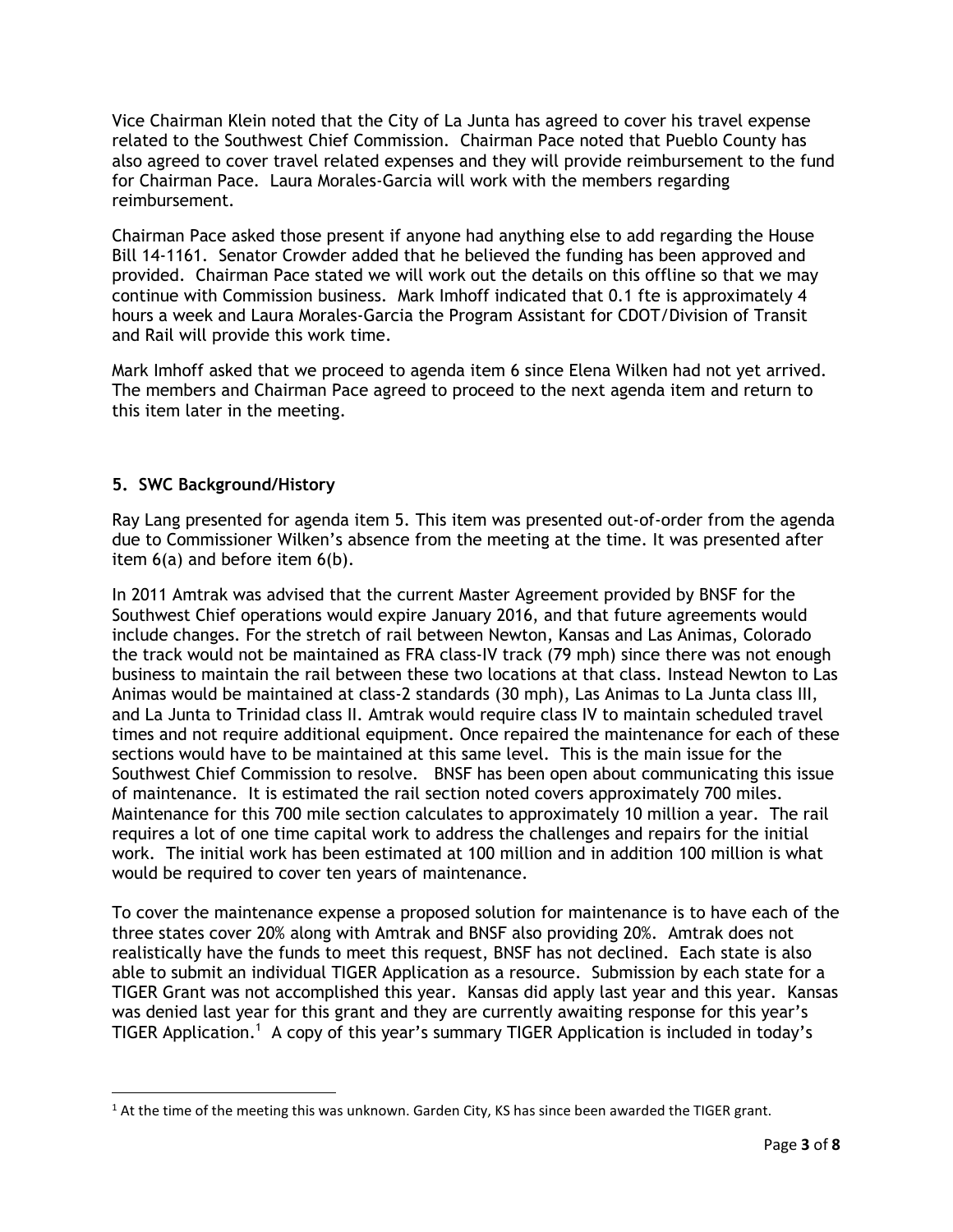Vice Chairman Klein noted that the City of La Junta has agreed to cover his travel expense related to the Southwest Chief Commission. Chairman Pace noted that Pueblo County has also agreed to cover travel related expenses and they will provide reimbursement to the fund for Chairman Pace. Laura Morales-Garcia will work with the members regarding reimbursement.

Chairman Pace asked those present if anyone had anything else to add regarding the House Bill 14-1161. Senator Crowder added that he believed the funding has been approved and provided. Chairman Pace stated we will work out the details on this offline so that we may continue with Commission business. Mark Imhoff indicated that 0.1 fte is approximately 4 hours a week and Laura Morales-Garcia the Program Assistant for CDOT/Division of Transit and Rail will provide this work time.

Mark Imhoff asked that we proceed to agenda item 6 since Elena Wilken had not yet arrived. The members and Chairman Pace agreed to proceed to the next agenda item and return to this item later in the meeting.

## 5. SWC Background/History

Ray Lang presented for agenda item 5. This item was presented out-of-order from the agenda due to Commissioner Wilken's absence from the meeting at the time. It was presented after item 6(a) and before item 6(b).

In 2011 Amtrak was advised that the current Master Agreement provided by BNSF for the Southwest Chief operations would expire January 2016, and that future agreements would include changes. For the stretch of rail between Newton, Kansas and Las Animas, Colorado the track would not be maintained as FRA class-IV track (79 mph) since there was not enough business to maintain the rail between these two locations at that class. Instead Newton to Las Animas would be maintained at class-2 standards (30 mph), Las Animas to La Junta class III, and La Junta to Trinidad class II. Amtrak would require class IV to maintain scheduled travel times and not require additional equipment. Once repaired the maintenance for each of these sections would have to be maintained at this same level. This is the main issue for the Southwest Chief Commission to resolve. BNSF has been open about communicating this issue of maintenance. It is estimated the rail section noted covers approximately 700 miles. Maintenance for this 700 mile section calculates to approximately 10 million a year. The rail requires a lot of one time capital work to address the challenges and repairs for the initial work. The initial work has been estimated at 100 million and in addition 100 million is what would be required to cover ten years of maintenance.

To cover the maintenance expense a proposed solution for maintenance is to have each of the three states cover 20% along with Amtrak and BNSF also providing 20%. Amtrak does not realistically have the funds to meet this request, BNSF has not declined. Each state is also able to submit an individual TIGER Application as a resource. Submission by each state for a TIGER Grant was not accomplished this year. Kansas did apply last year and this year. Kansas was denied last year for this grant and they are currently awaiting response for this year's TIGER Application.[1] A copy of this year's summary TIGER Application is included in today's

[1] At the time of the meeting this was unknown. Garden City, KS has since been awarded the TIGER grant.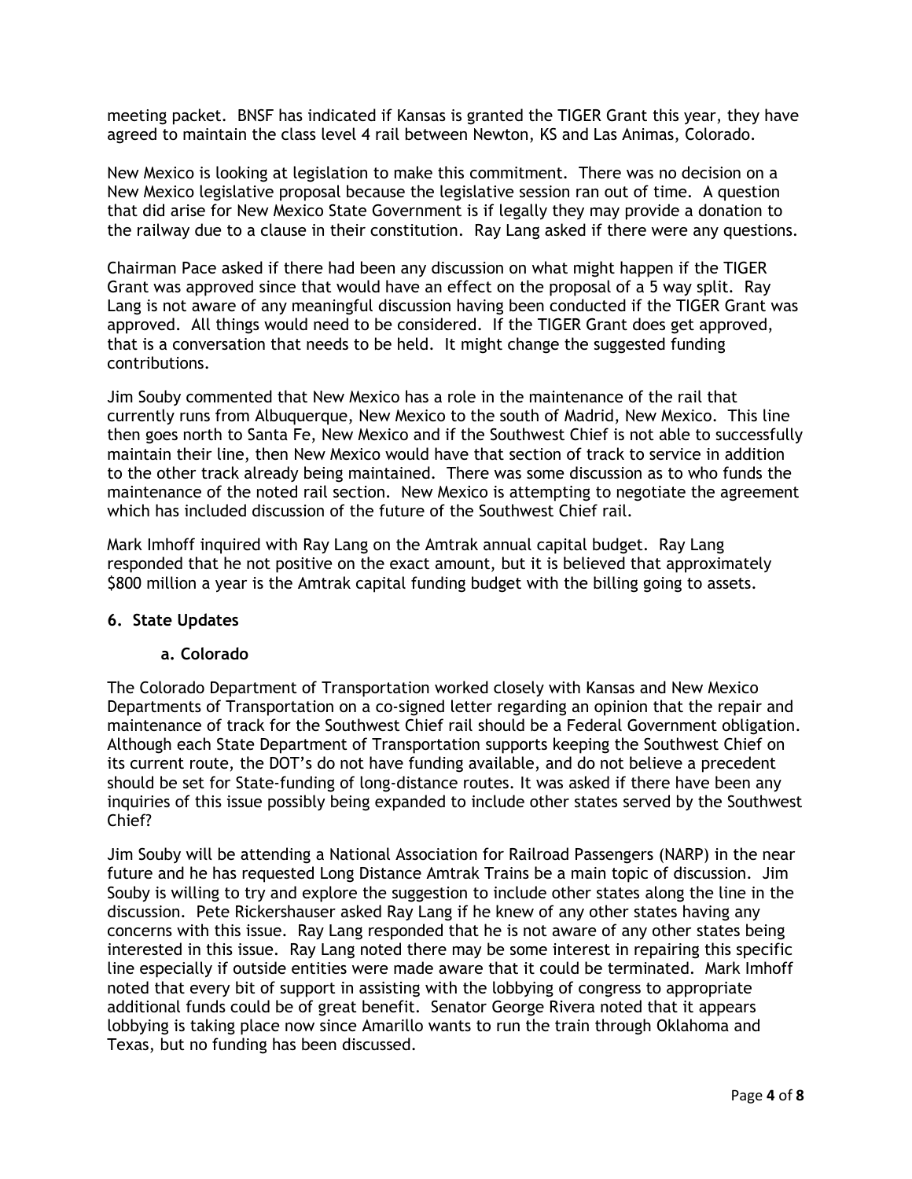meeting packet. BNSF has indicated if Kansas is granted the TIGER Grant this year, they have agreed to maintain the class level 4 rail between Newton, KS and Las Animas, Colorado.

New Mexico is looking at legislation to make this commitment. There was no decision on a New Mexico legislative proposal because the legislative session ran out of time. A question that did arise for New Mexico State Government is if legally they may provide a donation to the railway due to a clause in their constitution. Ray Lang asked if there were any questions.

Chairman Pace asked if there had been any discussion on what might happen if the TIGER Grant was approved since that would have an effect on the proposal of a 5 way split. Ray Lang is not aware of any meaningful discussion having been conducted if the TIGER Grant was approved. All things would need to be considered. If the TIGER Grant does get approved, that is a conversation that needs to be held. It might change the suggested funding contributions.

Jim Souby commented that New Mexico has a role in the maintenance of the rail that currently runs from Albuquerque, New Mexico to the south of Madrid, New Mexico. This line then goes north to Santa Fe, New Mexico and if the Southwest Chief is not able to successfully maintain their line, then New Mexico would have that section of track to service in addition to the other track already being maintained. There was some discussion as to who funds the maintenance of the noted rail section. New Mexico is attempting to negotiate the agreement which has included discussion of the future of the Southwest Chief rail.

Mark Imhoff inquired with Ray Lang on the Amtrak annual capital budget. Ray Lang responded that he not positive on the exact amount, but it is believed that approximately $800 million a year is the Amtrak capital funding budget with the billing going to assets.

**6. State Updates**

**a. Colorado**

The Colorado Department of Transportation worked closely with Kansas and New Mexico Departments of Transportation on a co-signed letter regarding an opinion that the repair and maintenance of track for the Southwest Chief rail should be a Federal Government obligation. Although each State Department of Transportation supports keeping the Southwest Chief on its current route, the DOT's do not have funding available, and do not believe a precedent should be set for State-funding of long-distance routes. It was asked if there have been any inquiries of this issue possibly being expanded to include other states served by the Southwest Chief?

Jim Souby will be attending a National Association for Railroad Passengers (NARP) in the near future and he has requested Long Distance Amtrak Trains be a main topic of discussion. Jim Souby is willing to try and explore the suggestion to include other states along the line in the discussion. Pete Rickershauser asked Ray Lang if he knew of any other states having any concerns with this issue. Ray Lang responded that he is not aware of any other states being interested in this issue. Ray Lang noted there may be some interest in repairing this specific line especially if outside entities were made aware that it could be terminated. Mark Imhoff noted that every bit of support in assisting with the lobbying of congress to appropriate additional funds could be of great benefit. Senator George Rivera noted that it appears lobbying is taking place now since Amarillo wants to run the train through Oklahoma and Texas, but no funding has been discussed.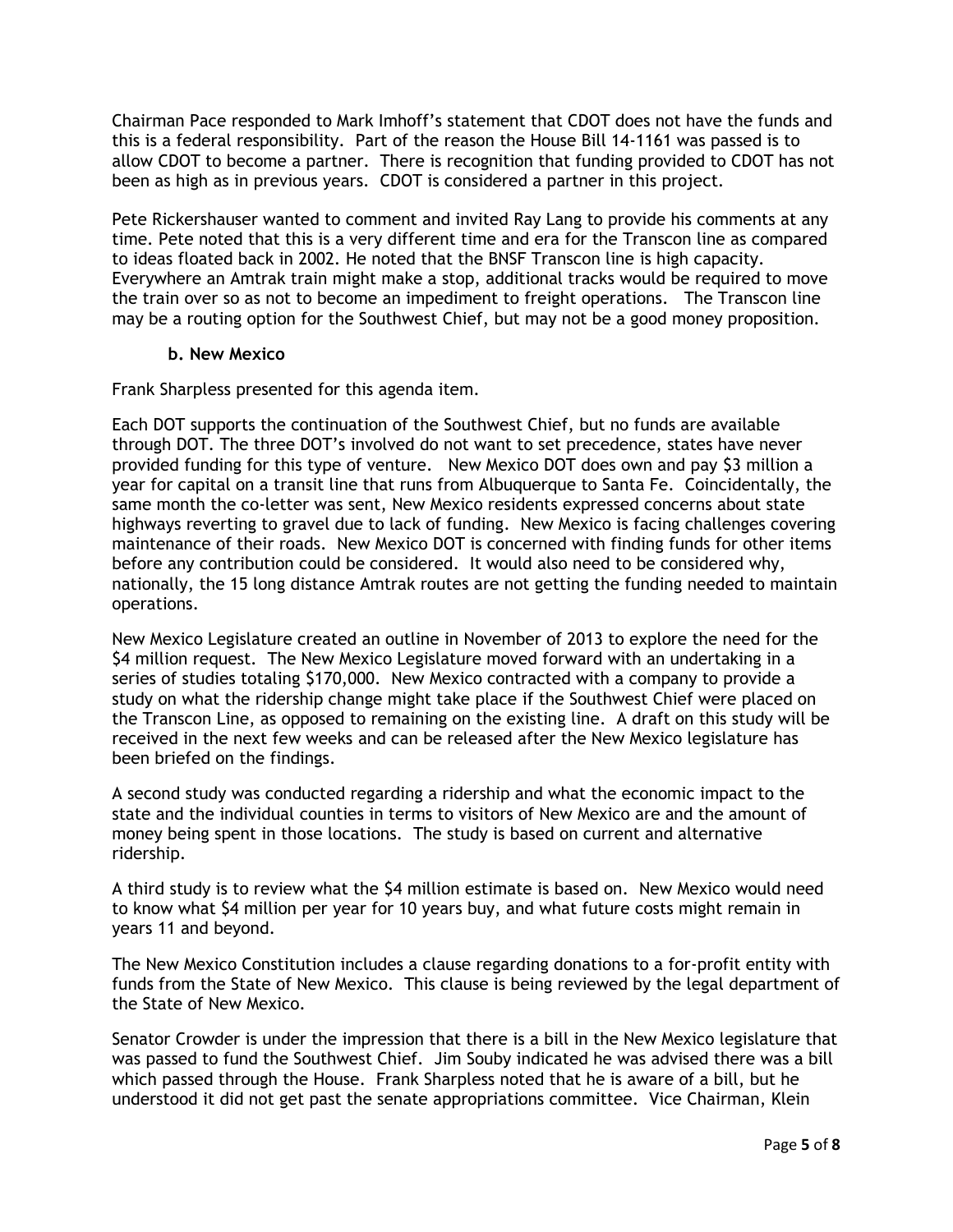Chairman Pace responded to Mark Imhoff's statement that CDOT does not have the funds and this is a federal responsibility. Part of the reason the House Bill 14-1161 was passed is to allow CDOT to become a partner. There is recognition that funding provided to CDOT has not been as high as in previous years. CDOT is considered a partner in this project.

Pete Rickershauser wanted to comment and invited Ray Lang to provide his comments at any time. Pete noted that this is a very different time and era for the Transcon line as compared to ideas floated back in 2002. He noted that the BNSF Transcon line is high capacity. Everywhere an Amtrak train might make a stop, additional tracks would be required to move the train over so as not to become an impediment to freight operations. The Transcon line may be a routing option for the Southwest Chief, but may not be a good money proposition.

**b. New Mexico**

Frank Sharpless presented for this agenda item.

Each DOT supports the continuation of the Southwest Chief, but no funds are available through DOT. The three DOT's involved do not want to set precedence, states have never provided funding for this type of venture. New Mexico DOT does own and pay $3 million a year for capital on a transit line that runs from Albuquerque to Santa Fe. Coincidentally, the same month the co-letter was sent, New Mexico residents expressed concerns about state highways reverting to gravel due to lack of funding. New Mexico is facing challenges covering maintenance of their roads. New Mexico DOT is concerned with finding funds for other items before any contribution could be considered. It would also need to be considered why, nationally, the 15 long distance Amtrak routes are not getting the funding needed to maintain operations.

New Mexico Legislature created an outline in November of 2013 to explore the need for the $4 million request. The New Mexico Legislature moved forward with an undertaking in a series of studies totaling $170,000. New Mexico contracted with a company to provide a study on what the ridership change might take place if the Southwest Chief were placed on the Transcon Line, as opposed to remaining on the existing line. A draft on this study will be received in the next few weeks and can be released after the New Mexico legislature has been briefed on the findings.

A second study was conducted regarding a ridership and what the economic impact to the state and the individual counties in terms to visitors of New Mexico are and the amount of money being spent in those locations. The study is based on current and alternative ridership.

A third study is to review what the $4 million estimate is based on. New Mexico would need to know what $4 million per year for 10 years buy, and what future costs might remain in years 11 and beyond.

The New Mexico Constitution includes a clause regarding donations to a for-profit entity with funds from the State of New Mexico. This clause is being reviewed by the legal department of the State of New Mexico.

Senator Crowder is under the impression that there is a bill in the New Mexico legislature that was passed to fund the Southwest Chief. Jim Souby indicated he was advised there was a bill which passed through the House. Frank Sharpless noted that he is aware of a bill, but he understood it did not get past the senate appropriations committee. Vice Chairman, Klein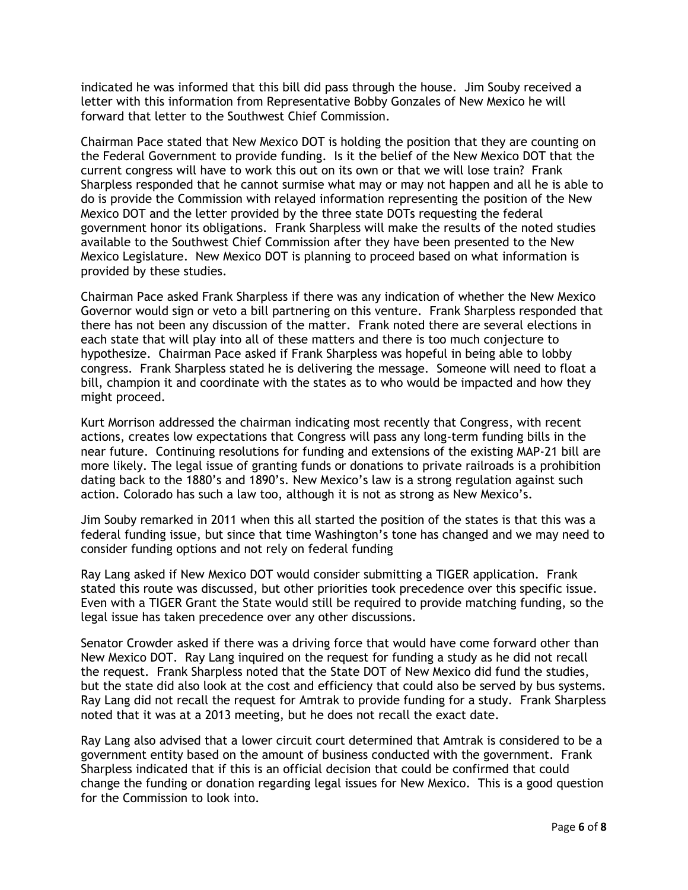indicated he was informed that this bill did pass through the house. Jim Souby received a letter with this information from Representative Bobby Gonzales of New Mexico he will forward that letter to the Southwest Chief Commission.

Chairman Pace stated that New Mexico DOT is holding the position that they are counting on the Federal Government to provide funding. Is it the belief of the New Mexico DOT that the current congress will have to work this out on its own or that we will lose train? Frank Sharpless responded that he cannot surmise what may or may not happen and all he is able to do is provide the Commission with relayed information representing the position of the New Mexico DOT and the letter provided by the three state DOTs requesting the federal government honor its obligations. Frank Sharpless will make the results of the noted studies available to the Southwest Chief Commission after they have been presented to the New Mexico Legislature. New Mexico DOT is planning to proceed based on what information is provided by these studies.

Chairman Pace asked Frank Sharpless if there was any indication of whether the New Mexico Governor would sign or veto a bill partnering on this venture. Frank Sharpless responded that there has not been any discussion of the matter. Frank noted there are several elections in each state that will play into all of these matters and there is too much conjecture to hypothesize. Chairman Pace asked if Frank Sharpless was hopeful in being able to lobby congress. Frank Sharpless stated he is delivering the message. Someone will need to float a bill, champion it and coordinate with the states as to who would be impacted and how they might proceed.

Kurt Morrison addressed the chairman indicating most recently that Congress, with recent actions, creates low expectations that Congress will pass any long-term funding bills in the near future. Continuing resolutions for funding and extensions of the existing MAP-21 bill are more likely. The legal issue of granting funds or donations to private railroads is a prohibition dating back to the 1880's and 1890's. New Mexico's law is a strong regulation against such action. Colorado has such a law too, although it is not as strong as New Mexico's.

Jim Souby remarked in 2011 when this all started the position of the states is that this was a federal funding issue, but since that time Washington's tone has changed and we may need to consider funding options and not rely on federal funding

Ray Lang asked if New Mexico DOT would consider submitting a TIGER application. Frank stated this route was discussed, but other priorities took precedence over this specific issue. Even with a TIGER Grant the State would still be required to provide matching funding, so the legal issue has taken precedence over any other discussions.

Senator Crowder asked if there was a driving force that would have come forward other than New Mexico DOT. Ray Lang inquired on the request for funding a study as he did not recall the request. Frank Sharpless noted that the State DOT of New Mexico did fund the studies, but the state did also look at the cost and efficiency that could also be served by bus systems. Ray Lang did not recall the request for Amtrak to provide funding for a study. Frank Sharpless noted that it was at a 2013 meeting, but he does not recall the exact date.

Ray Lang also advised that a lower circuit court determined that Amtrak is considered to be a government entity based on the amount of business conducted with the government. Frank Sharpless indicated that if this is an official decision that could be confirmed that could change the funding or donation regarding legal issues for New Mexico. This is a good question for the Commission to look into.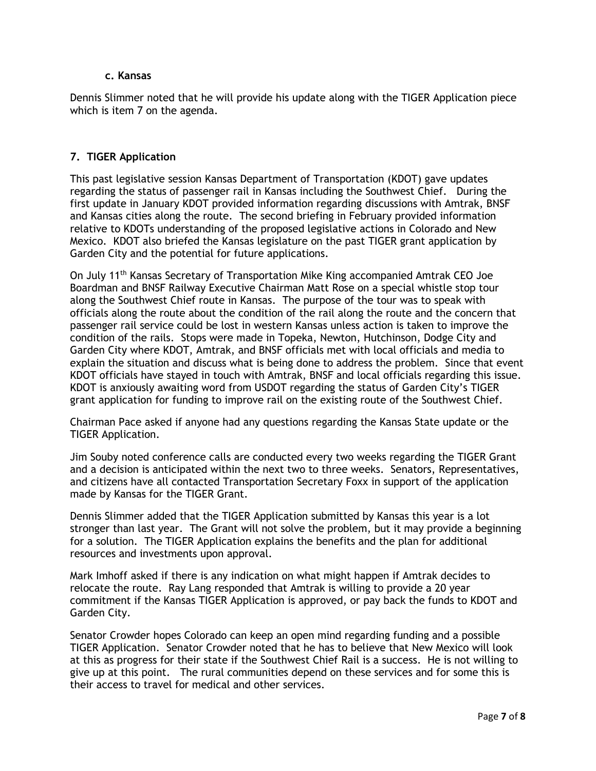### c. Kansas

Dennis Slimmer noted that he will provide his update along with the TIGER Application piece which is item 7 on the agenda.

## 7. TIGER Application

This past legislative session Kansas Department of Transportation (KDOT) gave updates regarding the status of passenger rail in Kansas including the Southwest Chief. During the first update in January KDOT provided information regarding discussions with Amtrak, BNSF and Kansas cities along the route. The second briefing in February provided information relative to KDOTs understanding of the proposed legislative actions in Colorado and New Mexico. KDOT also briefed the Kansas legislature on the past TIGER grant application by Garden City and the potential for future applications.

On July 11th Kansas Secretary of Transportation Mike King accompanied Amtrak CEO Joe Boardman and BNSF Railway Executive Chairman Matt Rose on a special whistle stop tour along the Southwest Chief route in Kansas. The purpose of the tour was to speak with officials along the route about the condition of the rail along the route and the concern that passenger rail service could be lost in western Kansas unless action is taken to improve the condition of the rails. Stops were made in Topeka, Newton, Hutchinson, Dodge City and Garden City where KDOT, Amtrak, and BNSF officials met with local officials and media to explain the situation and discuss what is being done to address the problem. Since that event KDOT officials have stayed in touch with Amtrak, BNSF and local officials regarding this issue. KDOT is anxiously awaiting word from USDOT regarding the status of Garden City's TIGER grant application for funding to improve rail on the existing route of the Southwest Chief.

Chairman Pace asked if anyone had any questions regarding the Kansas State update or the TIGER Application.

Jim Souby noted conference calls are conducted every two weeks regarding the TIGER Grant and a decision is anticipated within the next two to three weeks. Senators, Representatives, and citizens have all contacted Transportation Secretary Foxx in support of the application made by Kansas for the TIGER Grant.

Dennis Slimmer added that the TIGER Application submitted by Kansas this year is a lot stronger than last year. The Grant will not solve the problem, but it may provide a beginning for a solution. The TIGER Application explains the benefits and the plan for additional resources and investments upon approval.

Mark Imhoff asked if there is any indication on what might happen if Amtrak decides to relocate the route. Ray Lang responded that Amtrak is willing to provide a 20 year commitment if the Kansas TIGER Application is approved, or pay back the funds to KDOT and Garden City.

Senator Crowder hopes Colorado can keep an open mind regarding funding and a possible TIGER Application. Senator Crowder noted that he has to believe that New Mexico will look at this as progress for their state if the Southwest Chief Rail is a success. He is not willing to give up at this point. The rural communities depend on these services and for some this is their access to travel for medical and other services.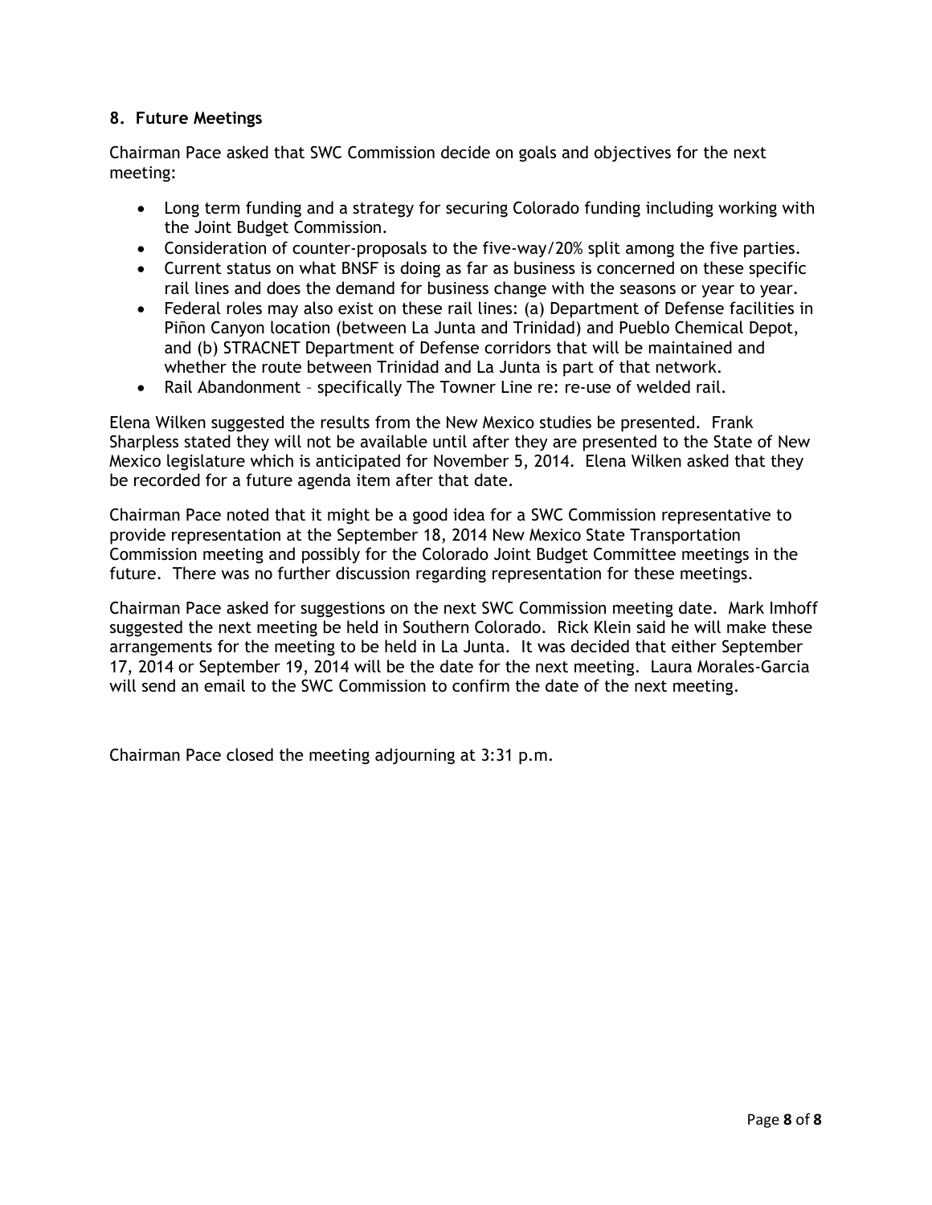## 8. Future Meetings

Chairman Pace asked that SWC Commission decide on goals and objectives for the next meeting:

- Long term funding and a strategy for securing Colorado funding including working with the Joint Budget Commission.
- Consideration of counter-proposals to the five-way/20% split among the five parties.
- Current status on what BNSF is doing as far as business is concerned on these specific rail lines and does the demand for business change with the seasons or year to year.
- Federal roles may also exist on these rail lines: (a) Department of Defense facilities in Piñon Canyon location (between La Junta and Trinidad) and Pueblo Chemical Depot, and (b) STRACNET Department of Defense corridors that will be maintained and whether the route between Trinidad and La Junta is part of that network.
- Rail Abandonment – specifically The Towner Line re: re-use of welded rail.

Elena Wilken suggested the results from the New Mexico studies be presented. Frank Sharpless stated they will not be available until after they are presented to the State of New Mexico legislature which is anticipated for November 5, 2014. Elena Wilken asked that they be recorded for a future agenda item after that date.

Chairman Pace noted that it might be a good idea for a SWC Commission representative to provide representation at the September 18, 2014 New Mexico State Transportation Commission meeting and possibly for the Colorado Joint Budget Committee meetings in the future. There was no further discussion regarding representation for these meetings.

Chairman Pace asked for suggestions on the next SWC Commission meeting date. Mark Imhoff suggested the next meeting be held in Southern Colorado. Rick Klein said he will make these arrangements for the meeting to be held in La Junta. It was decided that either September 17, 2014 or September 19, 2014 will be the date for the next meeting. Laura Morales-Garcia will send an email to the SWC Commission to confirm the date of the next meeting.

Chairman Pace closed the meeting adjourning at 3:31 p.m.